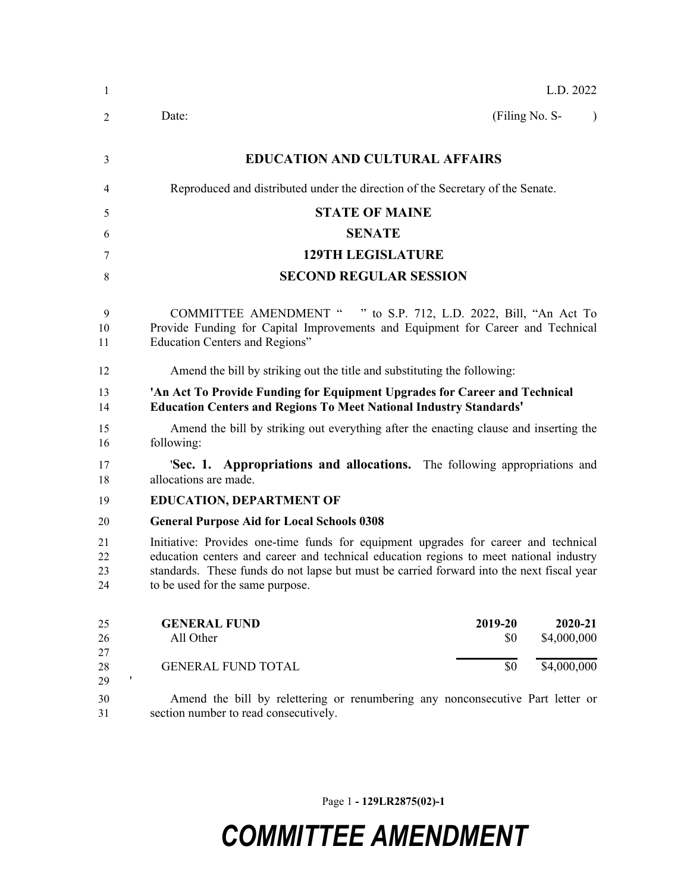L.D. 2022

Date: (Filing No. S- )

**EDUCATION AND CULTURAL AFFAIRS**

Reproduced and distributed under the direction of the Secretary of the Senate.

**STATE OF MAINE**

**SENATE**

**129TH LEGISLATURE**

**SECOND REGULAR SESSION**

COMMITTEE AMENDMENT " " to S.P. 712, L.D. 2022, Bill, "An Act To Provide Funding for Capital Improvements and Equipment for Career and Technical Education Centers and Regions"

Amend the bill by striking out the title and substituting the following:

**'An Act To Provide Funding for Equipment Upgrades for Career and Technical Education Centers and Regions To Meet National Industry Standards'**

Amend the bill by striking out everything after the enacting clause and inserting the following:

'**Sec. 1. Appropriations and allocations.** The following appropriations and allocations are made.

**EDUCATION, DEPARTMENT OF**

**General Purpose Aid for Local Schools 0308**

Initiative: Provides one-time funds for equipment upgrades for career and technical education centers and career and technical education regions to meet national industry standards. These funds do not lapse but must be carried forward into the next fiscal year to be used for the same purpose.

| GENERAL FUND | 2019-20 | 2020-21 |
|---|---|---|
| All Other | $0 | $4,000,000 |
| GENERAL FUND TOTAL | $0 | $4,000,000 |

'

Amend the bill by relettering or renumbering any nonconsecutive Part letter or section number to read consecutively.

# COMMITTEE AMENDMENT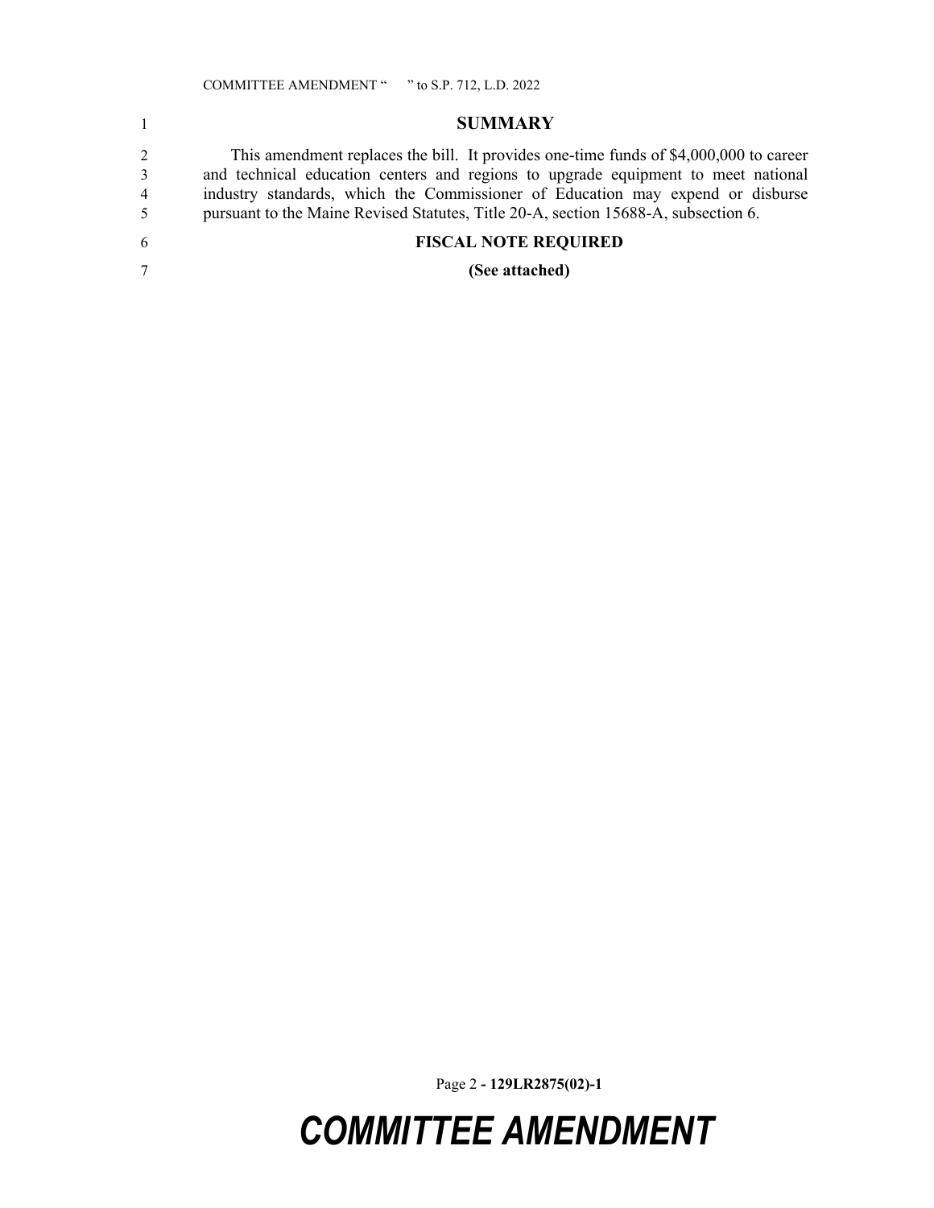## SUMMARY

This amendment replaces the bill. It provides one-time funds of $4,000,000 to career and technical education centers and regions to upgrade equipment to meet national industry standards, which the Commissioner of Education may expend or disburse pursuant to the Maine Revised Statutes, Title 20-A, section 15688-A, subsection 6.

**FISCAL NOTE REQUIRED**

**(See attached)**